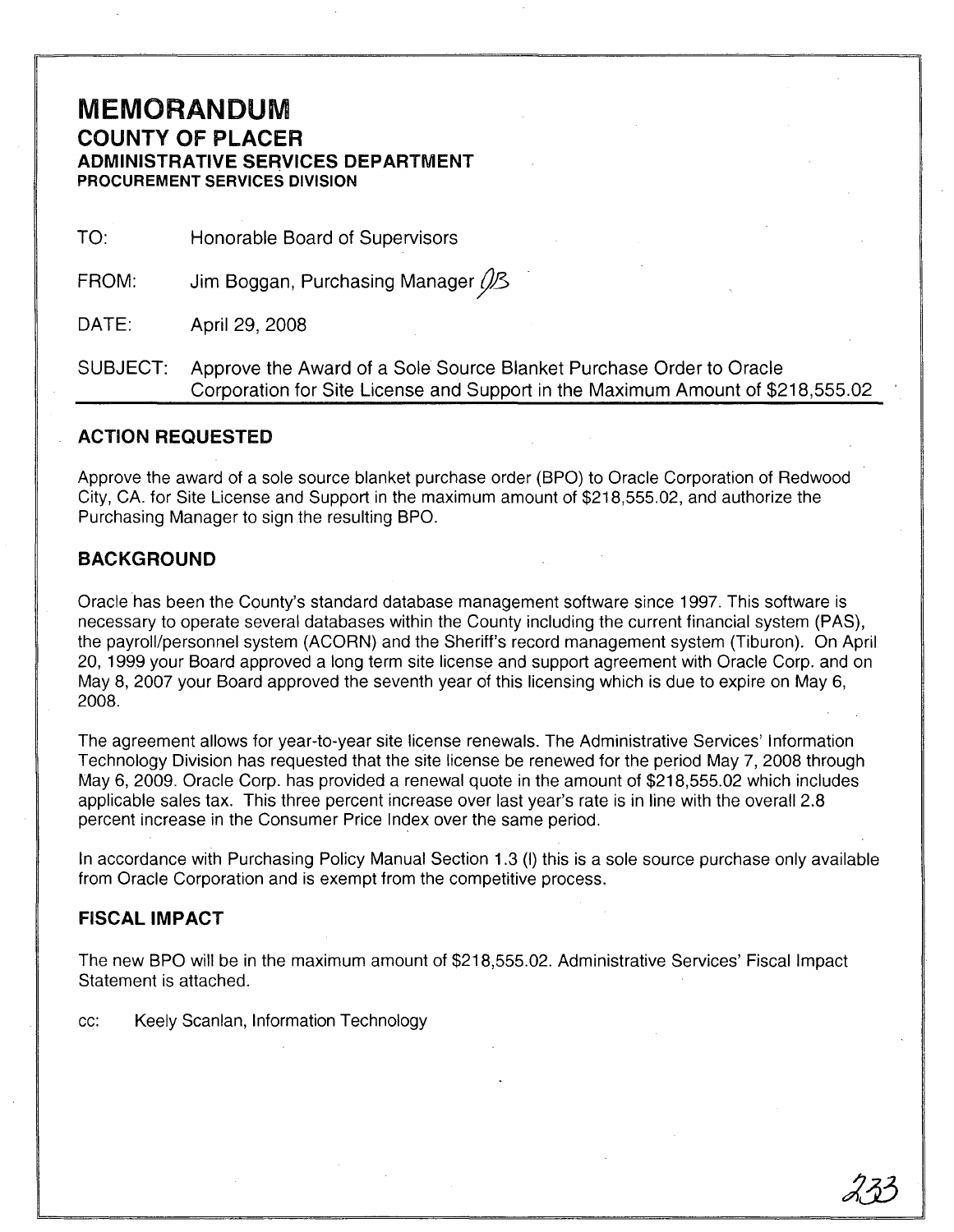# MEMORANDUM

## COUNTY OF PLACER

### ADMINISTRATIVE SERVICES DEPARTMENT

**PROCUREMENT SERVICES DIVISION**

TO: Honorable Board of Supervisors

FROM: Jim Boggan, Purchasing Manager JB

DATE: April 29, 2008

SUBJECT: Approve the Award of a Sole Source Blanket Purchase Order to Oracle Corporation for Site License and Support in the Maximum Amount of $218,555.02

## ACTION REQUESTED

Approve the award of a sole source blanket purchase order (BPO) to Oracle Corporation of Redwood City, CA. for Site License and Support in the maximum amount of $218,555.02, and authorize the Purchasing Manager to sign the resulting BPO.

## BACKGROUND

Oracle has been the County's standard database management software since 1997. This software is necessary to operate several databases within the County including the current financial system (PAS), the payroll/personnel system (ACORN) and the Sheriff's record management system (Tiburon). On April 20, 1999 your Board approved a long term site license and support agreement with Oracle Corp. and on May 8, 2007 your Board approved the seventh year of this licensing which is due to expire on May 6, 2008.

The agreement allows for year-to-year site license renewals. The Administrative Services' Information Technology Division has requested that the site license be renewed for the period May 7, 2008 through May 6, 2009. Oracle Corp. has provided a renewal quote in the amount of $218,555.02 which includes applicable sales tax. This three percent increase over last year's rate is in line with the overall 2.8 percent increase in the Consumer Price Index over the same period.

In accordance with Purchasing Policy Manual Section 1.3 (I) this is a sole source purchase only available from Oracle Corporation and is exempt from the competitive process.

## FISCAL IMPACT

The new BPO will be in the maximum amount of $218,555.02. Administrative Services' Fiscal Impact Statement is attached.

cc: Keely Scanlan, Information Technology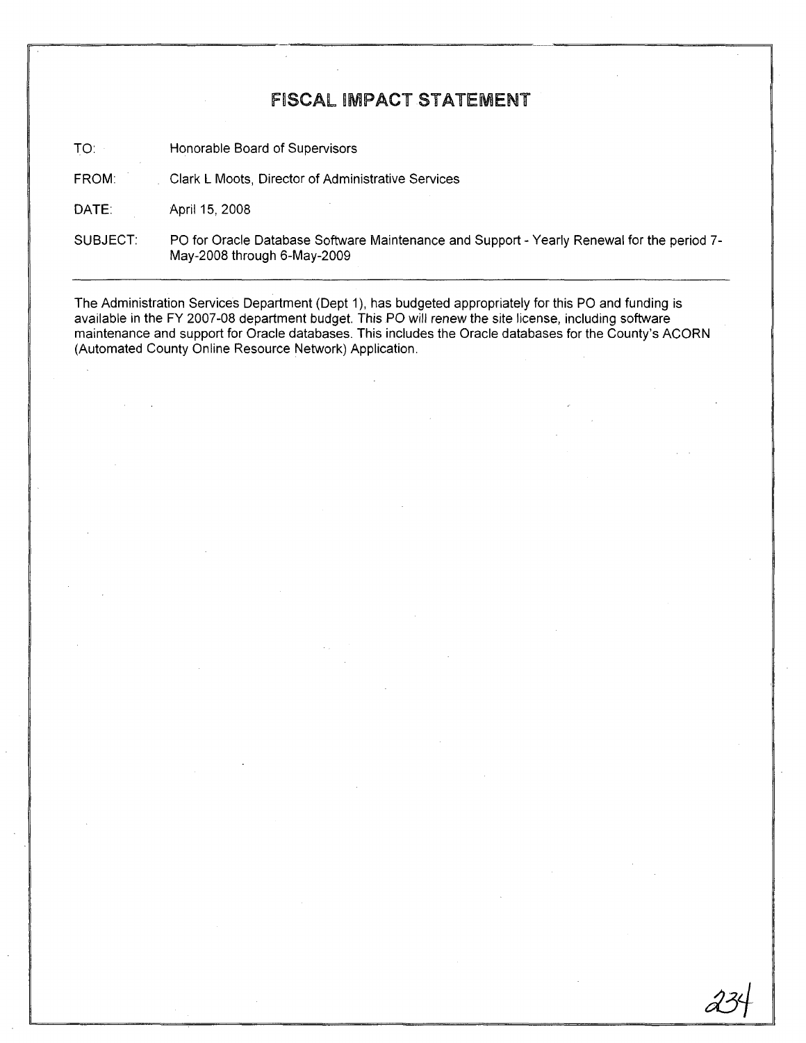# FISCAL IMPACT STATEMENT

TO: Honorable Board of Supervisors

FROM: Clark L Moots, Director of Administrative Services

DATE: April 15, 2008

SUBJECT: PO for Oracle Database Software Maintenance and Support - Yearly Renewal for the period 7-May-2008 through 6-May-2009

---

The Administration Services Department (Dept 1), has budgeted appropriately for this PO and funding is available in the FY 2007-08 department budget. This PO will renew the site license, including software maintenance and support for Oracle databases. This includes the Oracle databases for the County's ACORN (Automated County Online Resource Network) Application.